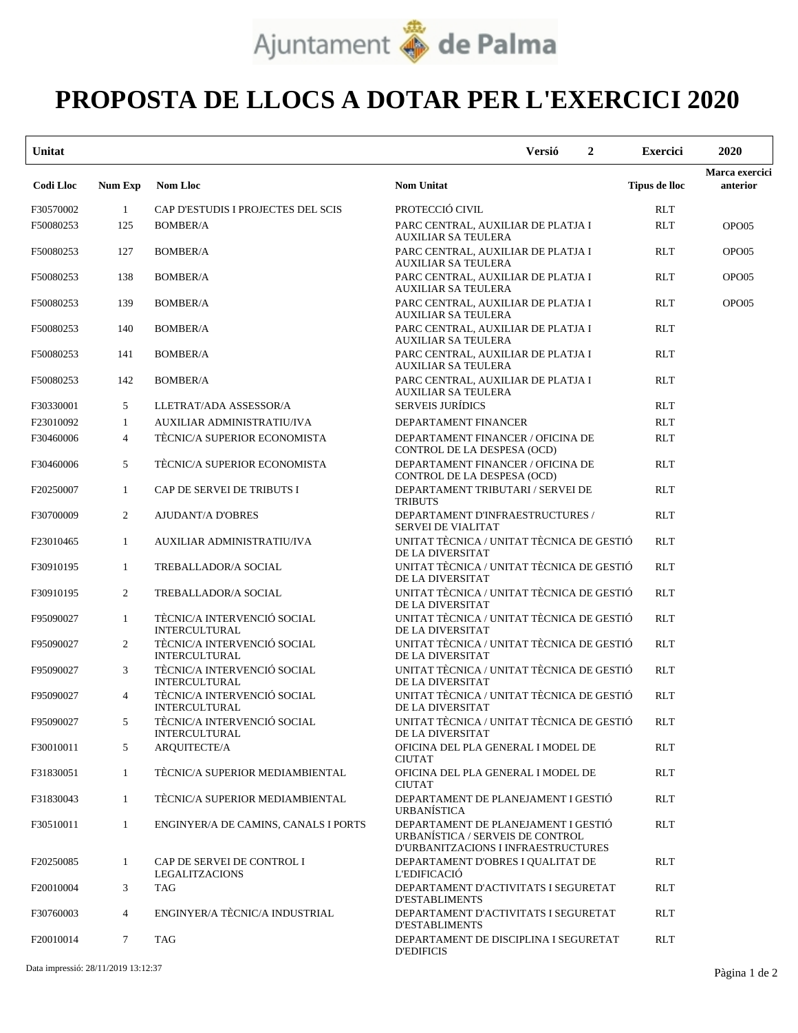Ajuntament de Palma

# PROPOSTA DE LLOCS A DOTAR PER L'EXERCICI 2020

| Unitat | | | | Versió 2 | Exercici 2020 |
|---|---|---|---|---|---|
| **Codi Lloc** | **Num Exp** | **Nom Lloc** | **Nom Unitat** | **Tipus de lloc** | **Marca exercici anterior** |
| F30570002 | 1 | CAP D'ESTUDIS I PROJECTES DEL SCIS | PROTECCIÓ CIVIL | RLT | |
| F50080253 | 125 | BOMBER/A | PARC CENTRAL, AUXILIAR DE PLATJA I AUXILIAR SA TEULERA | RLT | OPO05 |
| F50080253 | 127 | BOMBER/A | PARC CENTRAL, AUXILIAR DE PLATJA I AUXILIAR SA TEULERA | RLT | OPO05 |
| F50080253 | 138 | BOMBER/A | PARC CENTRAL, AUXILIAR DE PLATJA I AUXILIAR SA TEULERA | RLT | OPO05 |
| F50080253 | 139 | BOMBER/A | PARC CENTRAL, AUXILIAR DE PLATJA I AUXILIAR SA TEULERA | RLT | OPO05 |
| F50080253 | 140 | BOMBER/A | PARC CENTRAL, AUXILIAR DE PLATJA I AUXILIAR SA TEULERA | RLT | |
| F50080253 | 141 | BOMBER/A | PARC CENTRAL, AUXILIAR DE PLATJA I AUXILIAR SA TEULERA | RLT | |
| F50080253 | 142 | BOMBER/A | PARC CENTRAL, AUXILIAR DE PLATJA I AUXILIAR SA TEULERA | RLT | |
| F30330001 | 5 | LLETRAT/ADA ASSESSOR/A | SERVEIS JURÍDICS | RLT | |
| F23010092 | 1 | AUXILIAR ADMINISTRATIU/IVA | DEPARTAMENT FINANCER | RLT | |
| F30460006 | 4 | TÈCNIC/A SUPERIOR ECONOMISTA | DEPARTAMENT FINANCER / OFICINA DE CONTROL DE LA DESPESA (OCD) | RLT | |
| F30460006 | 5 | TÈCNIC/A SUPERIOR ECONOMISTA | DEPARTAMENT FINANCER / OFICINA DE CONTROL DE LA DESPESA (OCD) | RLT | |
| F20250007 | 1 | CAP DE SERVEI DE TRIBUTS I | DEPARTAMENT TRIBUTARI / SERVEI DE TRIBUTS | RLT | |
| F30700009 | 2 | AJUDANT/A D'OBRES | DEPARTAMENT D'INFRAESTRUCTURES / SERVEI DE VIALITAT | RLT | |
| F23010465 | 1 | AUXILIAR ADMINISTRATIU/IVA | UNITAT TÈCNICA / UNITAT TÈCNICA DE GESTIÓ DE LA DIVERSITAT | RLT | |
| F30910195 | 1 | TREBALLADOR/A SOCIAL | UNITAT TÈCNICA / UNITAT TÈCNICA DE GESTIÓ DE LA DIVERSITAT | RLT | |
| F30910195 | 2 | TREBALLADOR/A SOCIAL | UNITAT TÈCNICA / UNITAT TÈCNICA DE GESTIÓ DE LA DIVERSITAT | RLT | |
| F95090027 | 1 | TÈCNIC/A INTERVENCIÓ SOCIAL INTERCULTURAL | UNITAT TÈCNICA / UNITAT TÈCNICA DE GESTIÓ DE LA DIVERSITAT | RLT | |
| F95090027 | 2 | TÈCNIC/A INTERVENCIÓ SOCIAL INTERCULTURAL | UNITAT TÈCNICA / UNITAT TÈCNICA DE GESTIÓ DE LA DIVERSITAT | RLT | |
| F95090027 | 3 | TÈCNIC/A INTERVENCIÓ SOCIAL INTERCULTURAL | UNITAT TÈCNICA / UNITAT TÈCNICA DE GESTIÓ DE LA DIVERSITAT | RLT | |
| F95090027 | 4 | TÈCNIC/A INTERVENCIÓ SOCIAL INTERCULTURAL | UNITAT TÈCNICA / UNITAT TÈCNICA DE GESTIÓ DE LA DIVERSITAT | RLT | |
| F95090027 | 5 | TÈCNIC/A INTERVENCIÓ SOCIAL INTERCULTURAL | UNITAT TÈCNICA / UNITAT TÈCNICA DE GESTIÓ DE LA DIVERSITAT | RLT | |
| F30010011 | 5 | ARQUITECTE/A | OFICINA DEL PLA GENERAL I MODEL DE CIUTAT | RLT | |
| F31830051 | 1 | TÈCNIC/A SUPERIOR MEDIAMBIENTAL | OFICINA DEL PLA GENERAL I MODEL DE CIUTAT | RLT | |
| F31830043 | 1 | TÈCNIC/A SUPERIOR MEDIAMBIENTAL | DEPARTAMENT DE PLANEJAMENT I GESTIÓ URBANÍSTICA | RLT | |
| F30510011 | 1 | ENGINYER/A DE CAMINS, CANALS I PORTS | DEPARTAMENT DE PLANEJAMENT I GESTIÓ URBANÍSTICA / SERVEIS DE CONTROL D'URBANITZACIONS I INFRAESTRUCTURES | RLT | |
| F20250085 | 1 | CAP DE SERVEI DE CONTROL I LEGALITZACIONS | DEPARTAMENT D'OBRES I QUALITAT DE L'EDIFICACIÓ | RLT | |
| F20010004 | 3 | TAG | DEPARTAMENT D'ACTIVITATS I SEGURETAT D'ESTABLIMENTS | RLT | |
| F30760003 | 4 | ENGINYER/A TÈCNIC/A INDUSTRIAL | DEPARTAMENT D'ACTIVITATS I SEGURETAT D'ESTABLIMENTS | RLT | |
| F20010014 | 7 | TAG | DEPARTAMENT DE DISCIPLINA I SEGURETAT D'EDIFICIS | RLT | |

Data impressió: 28/11/2019 13:12:37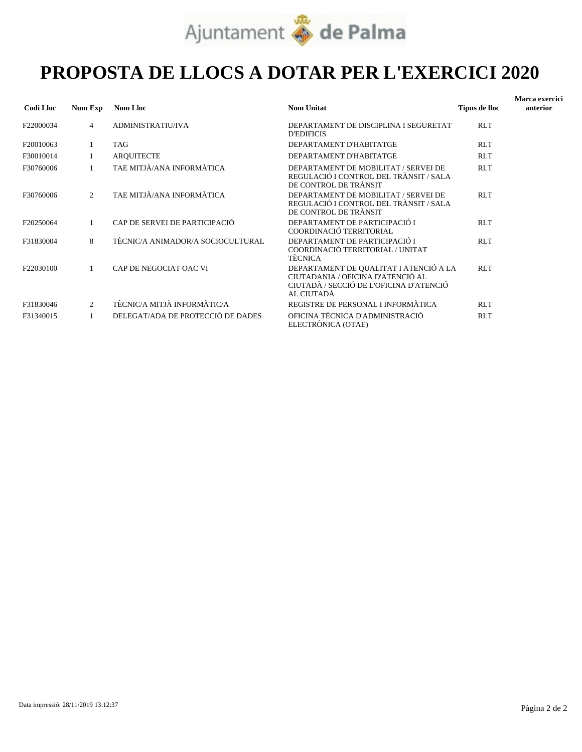# PROPOSTA DE LLOCS A DOTAR PER L'EXERCICI 2020

| Codi Lloc | Num Exp | Nom Lloc | Nom Unitat | Tipus de lloc | Marca exercici anterior |
|---|---|---|---|---|---|
| F22000034 | 4 | ADMINISTRATIU/IVA | DEPARTAMENT DE DISCIPLINA I SEGURETAT D'EDIFICIS | RLT | |
| F20010063 | 1 | TAG | DEPARTAMENT D'HABITATGE | RLT | |
| F30010014 | 1 | ARQUITECTE | DEPARTAMENT D'HABITATGE | RLT | |
| F30760006 | 1 | TAE MITJÀ/ANA INFORMÀTICA | DEPARTAMENT DE MOBILITAT / SERVEI DE REGULACIÓ I CONTROL DEL TRÀNSIT / SALA DE CONTROL DE TRÀNSIT | RLT | |
| F30760006 | 2 | TAE MITJÀ/ANA INFORMÀTICA | DEPARTAMENT DE MOBILITAT / SERVEI DE REGULACIÓ I CONTROL DEL TRÀNSIT / SALA DE CONTROL DE TRÀNSIT | RLT | |
| F20250064 | 1 | CAP DE SERVEI DE PARTICIPACIÓ | DEPARTAMENT DE PARTICIPACIÓ I COORDINACIÓ TERRITORIAL | RLT | |
| F31830004 | 8 | TÈCNIC/A ANIMADOR/A SOCIOCULTURAL | DEPARTAMENT DE PARTICIPACIÓ I COORDINACIÓ TERRITORIAL / UNITAT TÈCNICA | RLT | |
| F22030100 | 1 | CAP DE NEGOCIAT OAC VI | DEPARTAMENT DE QUALITAT I ATENCIÓ A LA CIUTADANIA / OFICINA D'ATENCIÓ AL CIUTADÀ / SECCIÓ DE L'OFICINA D'ATENCIÓ AL CIUTADÀ | RLT | |
| F31830046 | 2 | TÈCNIC/A MITJÀ INFORMÀTIC/A | REGISTRE DE PERSONAL I INFORMÀTICA | RLT | |
| F31340015 | 1 | DELEGAT/ADA DE PROTECCIÓ DE DADES | OFICINA TÈCNICA D'ADMINISTRACIÓ ELECTRÒNICA (OTAE) | RLT | |

Data impressió: 28/11/2019 13:12:37